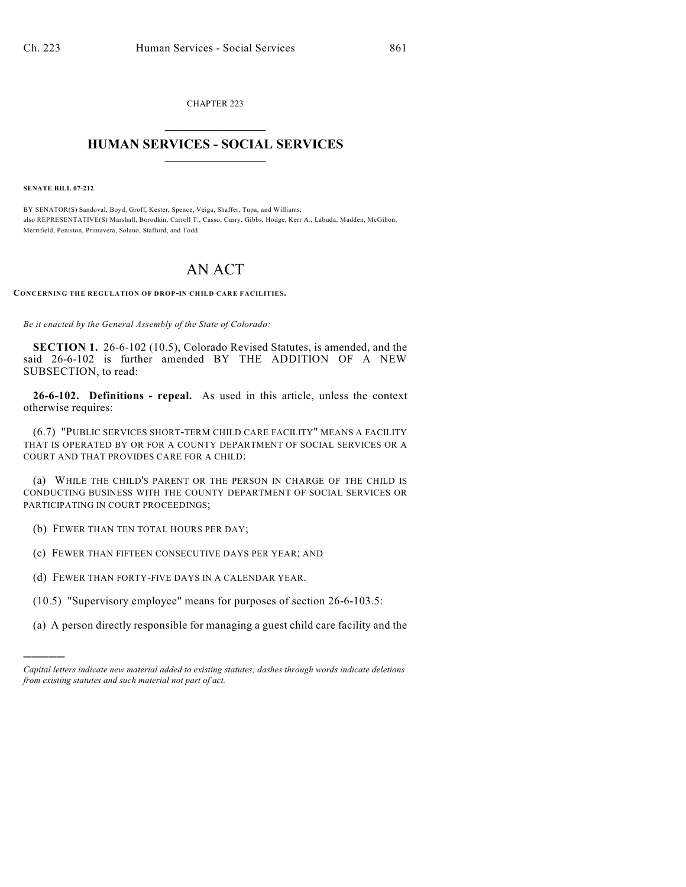CHAPTER 223

# HUMAN SERVICES - SOCIAL SERVICES

**SENATE BILL 07-212**

BY SENATOR(S) Sandoval, Boyd, Groff, Kester, Spence, Veiga, Shaffer, Tupa, and Williams;
also REPRESENTATIVE(S) Marshall, Borodkin, Carroll T., Casso, Curry, Gibbs, Hodge, Kerr A., Labuda, Madden, McGihon, Merrifield, Peniston, Primavera, Solano, Stafford, and Todd.

# AN ACT

**CONCERNING THE REGULATION OF DROP-IN CHILD CARE FACILITIES.**

*Be it enacted by the General Assembly of the State of Colorado:*

**SECTION 1.** 26-6-102 (10.5), Colorado Revised Statutes, is amended, and the said 26-6-102 is further amended BY THE ADDITION OF A NEW SUBSECTION, to read:

**26-6-102. Definitions - repeal.** As used in this article, unless the context otherwise requires:

(6.7) "PUBLIC SERVICES SHORT-TERM CHILD CARE FACILITY" MEANS A FACILITY THAT IS OPERATED BY OR FOR A COUNTY DEPARTMENT OF SOCIAL SERVICES OR A COURT AND THAT PROVIDES CARE FOR A CHILD:

(a) WHILE THE CHILD'S PARENT OR THE PERSON IN CHARGE OF THE CHILD IS CONDUCTING BUSINESS WITH THE COUNTY DEPARTMENT OF SOCIAL SERVICES OR PARTICIPATING IN COURT PROCEEDINGS;

(b) FEWER THAN TEN TOTAL HOURS PER DAY;

(c) FEWER THAN FIFTEEN CONSECUTIVE DAYS PER YEAR; AND

(d) FEWER THAN FORTY-FIVE DAYS IN A CALENDAR YEAR.

(10.5) "Supervisory employee" means for purposes of section 26-6-103.5:

(a) A person directly responsible for managing a guest child care facility and the

---

*Capital letters indicate new material added to existing statutes; dashes through words indicate deletions from existing statutes and such material not part of act.*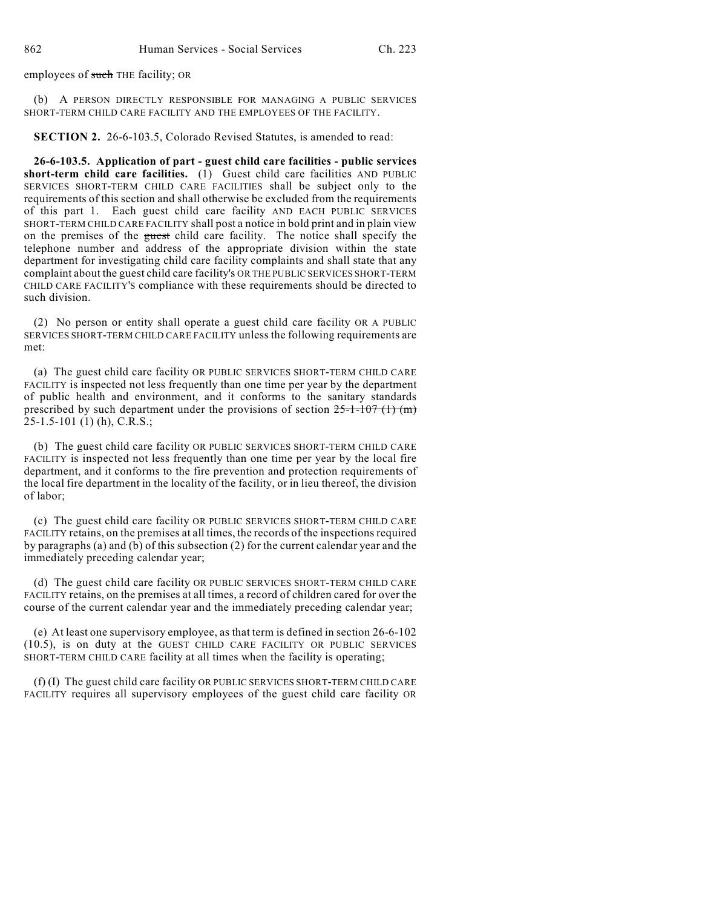employees of ~~such~~ THE facility; OR

(b) A PERSON DIRECTLY RESPONSIBLE FOR MANAGING A PUBLIC SERVICES SHORT-TERM CHILD CARE FACILITY AND THE EMPLOYEES OF THE FACILITY.

**SECTION 2.** 26-6-103.5, Colorado Revised Statutes, is amended to read:

**26-6-103.5. Application of part - guest child care facilities - public services short-term child care facilities.** (1) Guest child care facilities AND PUBLIC SERVICES SHORT-TERM CHILD CARE FACILITIES shall be subject only to the requirements of this section and shall otherwise be excluded from the requirements of this part 1. Each guest child care facility AND EACH PUBLIC SERVICES SHORT-TERM CHILD CARE FACILITY shall post a notice in bold print and in plain view on the premises of the ~~guest~~ child care facility. The notice shall specify the telephone number and address of the appropriate division within the state department for investigating child care facility complaints and shall state that any complaint about the guest child care facility's OR THE PUBLIC SERVICES SHORT-TERM CHILD CARE FACILITY'S compliance with these requirements should be directed to such division.

(2) No person or entity shall operate a guest child care facility OR A PUBLIC SERVICES SHORT-TERM CHILD CARE FACILITY unless the following requirements are met:

(a) The guest child care facility OR PUBLIC SERVICES SHORT-TERM CHILD CARE FACILITY is inspected not less frequently than one time per year by the department of public health and environment, and it conforms to the sanitary standards prescribed by such department under the provisions of section ~~25-1-107 (1) (m)~~ 25-1.5-101 (1) (h), C.R.S.;

(b) The guest child care facility OR PUBLIC SERVICES SHORT-TERM CHILD CARE FACILITY is inspected not less frequently than one time per year by the local fire department, and it conforms to the fire prevention and protection requirements of the local fire department in the locality of the facility, or in lieu thereof, the division of labor;

(c) The guest child care facility OR PUBLIC SERVICES SHORT-TERM CHILD CARE FACILITY retains, on the premises at all times, the records of the inspections required by paragraphs (a) and (b) of this subsection (2) for the current calendar year and the immediately preceding calendar year;

(d) The guest child care facility OR PUBLIC SERVICES SHORT-TERM CHILD CARE FACILITY retains, on the premises at all times, a record of children cared for over the course of the current calendar year and the immediately preceding calendar year;

(e) At least one supervisory employee, as that term is defined in section 26-6-102 (10.5), is on duty at the GUEST CHILD CARE FACILITY OR PUBLIC SERVICES SHORT-TERM CHILD CARE facility at all times when the facility is operating;

(f) (I) The guest child care facility OR PUBLIC SERVICES SHORT-TERM CHILD CARE FACILITY requires all supervisory employees of the guest child care facility OR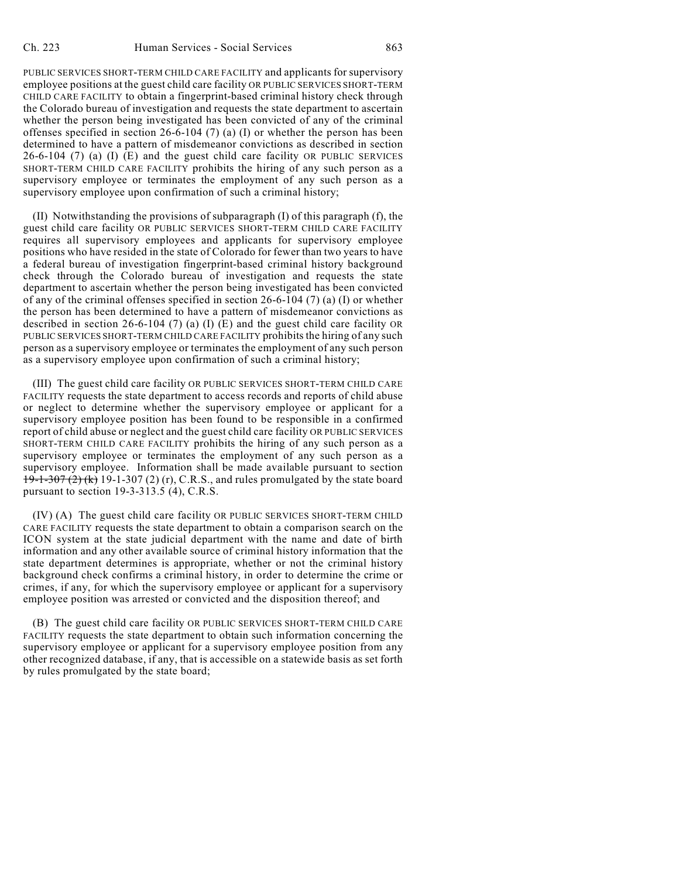PUBLIC SERVICES SHORT-TERM CHILD CARE FACILITY and applicants for supervisory employee positions at the guest child care facility OR PUBLIC SERVICES SHORT-TERM CHILD CARE FACILITY to obtain a fingerprint-based criminal history check through the Colorado bureau of investigation and requests the state department to ascertain whether the person being investigated has been convicted of any of the criminal offenses specified in section 26-6-104 (7) (a) (I) or whether the person has been determined to have a pattern of misdemeanor convictions as described in section 26-6-104 (7) (a) (I) (E) and the guest child care facility OR PUBLIC SERVICES SHORT-TERM CHILD CARE FACILITY prohibits the hiring of any such person as a supervisory employee or terminates the employment of any such person as a supervisory employee upon confirmation of such a criminal history;

(II) Notwithstanding the provisions of subparagraph (I) of this paragraph (f), the guest child care facility OR PUBLIC SERVICES SHORT-TERM CHILD CARE FACILITY requires all supervisory employees and applicants for supervisory employee positions who have resided in the state of Colorado for fewer than two years to have a federal bureau of investigation fingerprint-based criminal history background check through the Colorado bureau of investigation and requests the state department to ascertain whether the person being investigated has been convicted of any of the criminal offenses specified in section 26-6-104 (7) (a) (I) or whether the person has been determined to have a pattern of misdemeanor convictions as described in section 26-6-104 (7) (a) (I) (E) and the guest child care facility OR PUBLIC SERVICES SHORT-TERM CHILD CARE FACILITY prohibits the hiring of any such person as a supervisory employee or terminates the employment of any such person as a supervisory employee upon confirmation of such a criminal history;

(III) The guest child care facility OR PUBLIC SERVICES SHORT-TERM CHILD CARE FACILITY requests the state department to access records and reports of child abuse or neglect to determine whether the supervisory employee or applicant for a supervisory employee position has been found to be responsible in a confirmed report of child abuse or neglect and the guest child care facility OR PUBLIC SERVICES SHORT-TERM CHILD CARE FACILITY prohibits the hiring of any such person as a supervisory employee or terminates the employment of any such person as a supervisory employee. Information shall be made available pursuant to section ~~19-1-307 (2) (k)~~ 19-1-307 (2) (r), C.R.S., and rules promulgated by the state board pursuant to section 19-3-313.5 (4), C.R.S.

(IV) (A) The guest child care facility OR PUBLIC SERVICES SHORT-TERM CHILD CARE FACILITY requests the state department to obtain a comparison search on the ICON system at the state judicial department with the name and date of birth information and any other available source of criminal history information that the state department determines is appropriate, whether or not the criminal history background check confirms a criminal history, in order to determine the crime or crimes, if any, for which the supervisory employee or applicant for a supervisory employee position was arrested or convicted and the disposition thereof; and

(B) The guest child care facility OR PUBLIC SERVICES SHORT-TERM CHILD CARE FACILITY requests the state department to obtain such information concerning the supervisory employee or applicant for a supervisory employee position from any other recognized database, if any, that is accessible on a statewide basis as set forth by rules promulgated by the state board;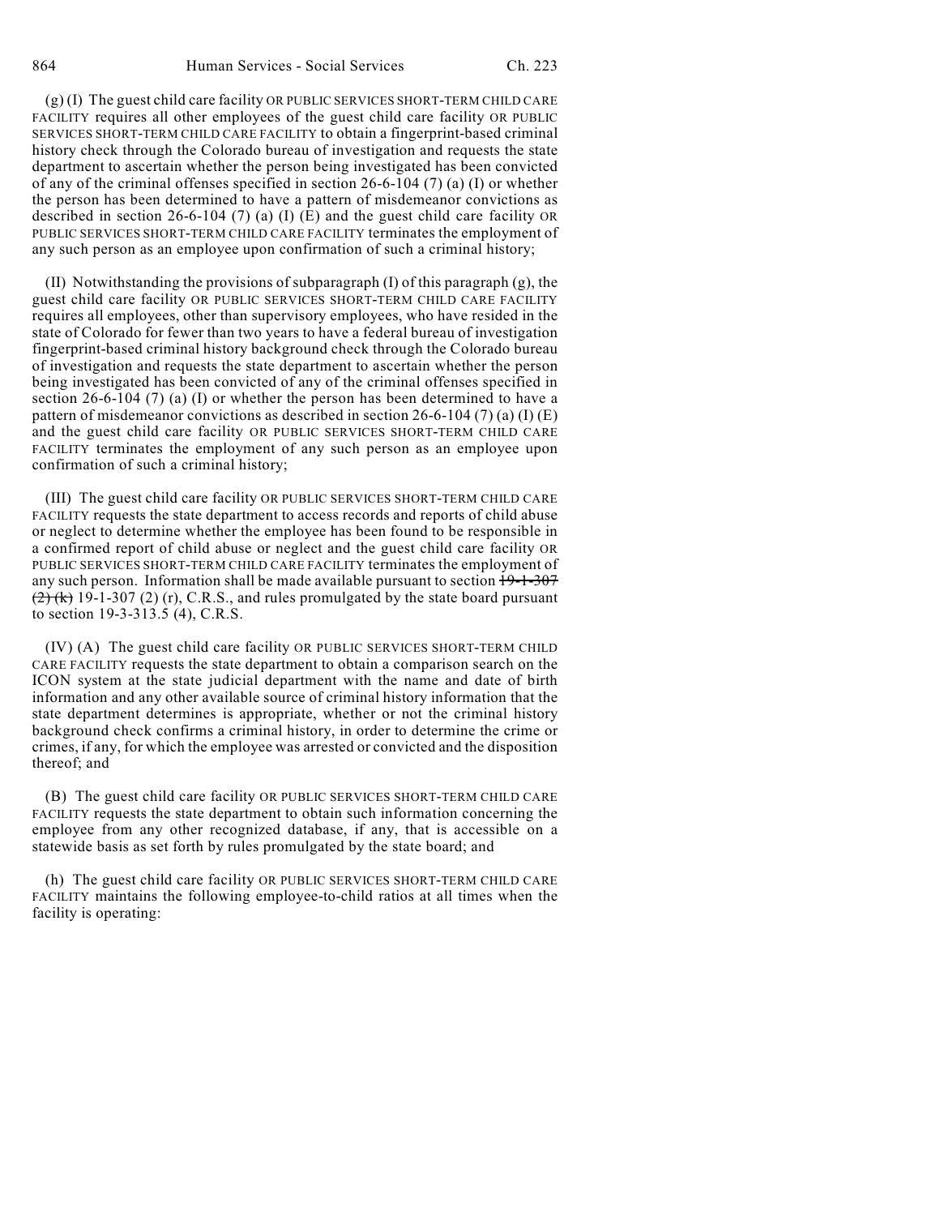(g) (I) The guest child care facility OR PUBLIC SERVICES SHORT-TERM CHILD CARE FACILITY requires all other employees of the guest child care facility OR PUBLIC SERVICES SHORT-TERM CHILD CARE FACILITY to obtain a fingerprint-based criminal history check through the Colorado bureau of investigation and requests the state department to ascertain whether the person being investigated has been convicted of any of the criminal offenses specified in section 26-6-104 (7) (a) (I) or whether the person has been determined to have a pattern of misdemeanor convictions as described in section 26-6-104 (7) (a) (I) (E) and the guest child care facility OR PUBLIC SERVICES SHORT-TERM CHILD CARE FACILITY terminates the employment of any such person as an employee upon confirmation of such a criminal history;

(II) Notwithstanding the provisions of subparagraph (I) of this paragraph (g), the guest child care facility OR PUBLIC SERVICES SHORT-TERM CHILD CARE FACILITY requires all employees, other than supervisory employees, who have resided in the state of Colorado for fewer than two years to have a federal bureau of investigation fingerprint-based criminal history background check through the Colorado bureau of investigation and requests the state department to ascertain whether the person being investigated has been convicted of any of the criminal offenses specified in section 26-6-104 (7) (a) (I) or whether the person has been determined to have a pattern of misdemeanor convictions as described in section 26-6-104 (7) (a) (I) (E) and the guest child care facility OR PUBLIC SERVICES SHORT-TERM CHILD CARE FACILITY terminates the employment of any such person as an employee upon confirmation of such a criminal history;

(III) The guest child care facility OR PUBLIC SERVICES SHORT-TERM CHILD CARE FACILITY requests the state department to access records and reports of child abuse or neglect to determine whether the employee has been found to be responsible in a confirmed report of child abuse or neglect and the guest child care facility OR PUBLIC SERVICES SHORT-TERM CHILD CARE FACILITY terminates the employment of any such person. Information shall be made available pursuant to section ~~19-1-307 (2) (k)~~ 19-1-307 (2) (r), C.R.S., and rules promulgated by the state board pursuant to section 19-3-313.5 (4), C.R.S.

(IV) (A) The guest child care facility OR PUBLIC SERVICES SHORT-TERM CHILD CARE FACILITY requests the state department to obtain a comparison search on the ICON system at the state judicial department with the name and date of birth information and any other available source of criminal history information that the state department determines is appropriate, whether or not the criminal history background check confirms a criminal history, in order to determine the crime or crimes, if any, for which the employee was arrested or convicted and the disposition thereof; and

(B) The guest child care facility OR PUBLIC SERVICES SHORT-TERM CHILD CARE FACILITY requests the state department to obtain such information concerning the employee from any other recognized database, if any, that is accessible on a statewide basis as set forth by rules promulgated by the state board; and

(h) The guest child care facility OR PUBLIC SERVICES SHORT-TERM CHILD CARE FACILITY maintains the following employee-to-child ratios at all times when the facility is operating: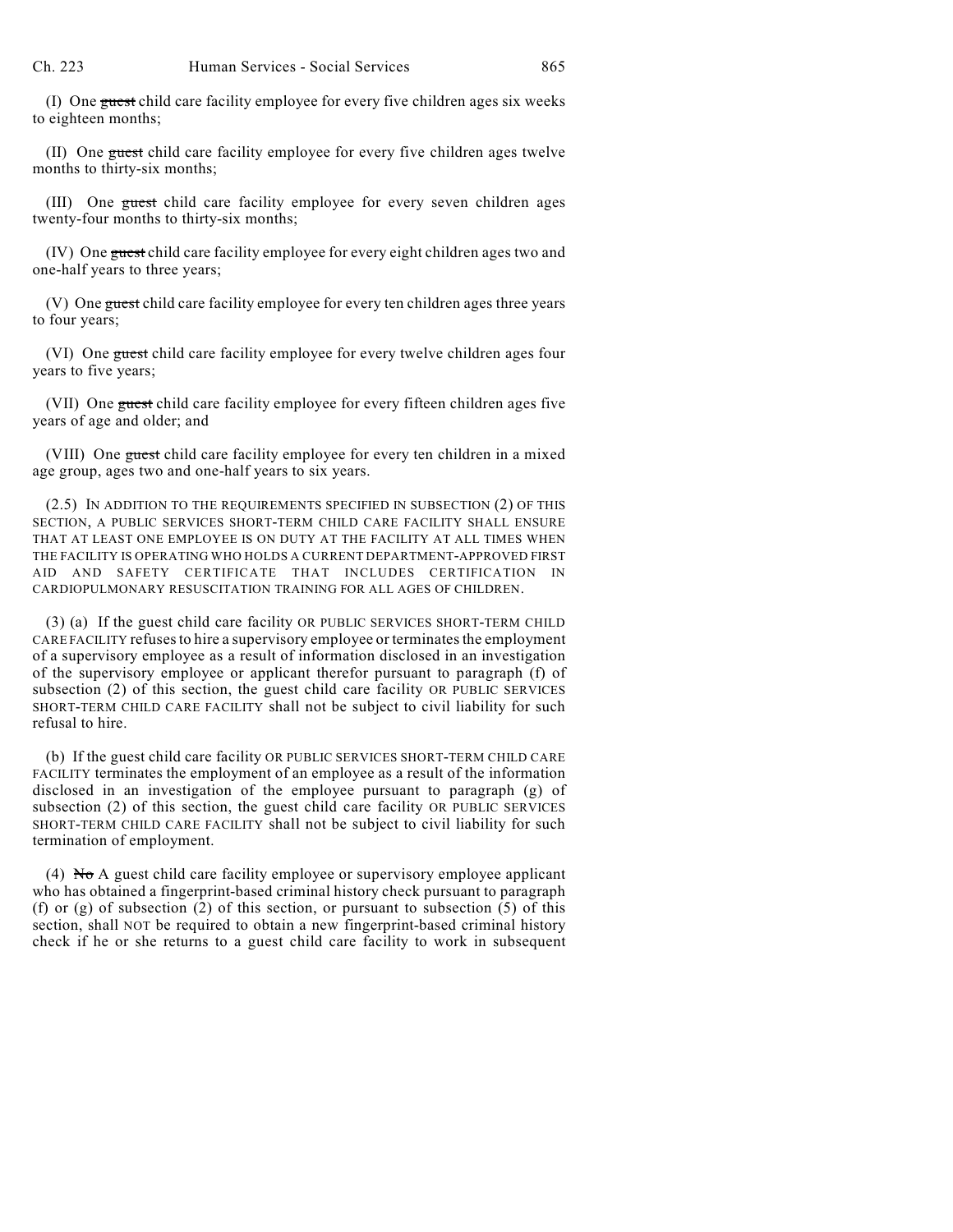(I) One ~~guest~~ child care facility employee for every five children ages six weeks to eighteen months;

(II) One ~~guest~~ child care facility employee for every five children ages twelve months to thirty-six months;

(III) One ~~guest~~ child care facility employee for every seven children ages twenty-four months to thirty-six months;

(IV) One ~~guest~~ child care facility employee for every eight children ages two and one-half years to three years;

(V) One ~~guest~~ child care facility employee for every ten children ages three years to four years;

(VI) One ~~guest~~ child care facility employee for every twelve children ages four years to five years;

(VII) One ~~guest~~ child care facility employee for every fifteen children ages five years of age and older; and

(VIII) One ~~guest~~ child care facility employee for every ten children in a mixed age group, ages two and one-half years to six years.

(2.5) IN ADDITION TO THE REQUIREMENTS SPECIFIED IN SUBSECTION (2) OF THIS SECTION, A PUBLIC SERVICES SHORT-TERM CHILD CARE FACILITY SHALL ENSURE THAT AT LEAST ONE EMPLOYEE IS ON DUTY AT THE FACILITY AT ALL TIMES WHEN THE FACILITY IS OPERATING WHO HOLDS A CURRENT DEPARTMENT-APPROVED FIRST AID AND SAFETY CERTIFICATE THAT INCLUDES CERTIFICATION IN CARDIOPULMONARY RESUSCITATION TRAINING FOR ALL AGES OF CHILDREN.

(3) (a) If the guest child care facility OR PUBLIC SERVICES SHORT-TERM CHILD CARE FACILITY refuses to hire a supervisory employee or terminates the employment of a supervisory employee as a result of information disclosed in an investigation of the supervisory employee or applicant therefor pursuant to paragraph (f) of subsection (2) of this section, the guest child care facility OR PUBLIC SERVICES SHORT-TERM CHILD CARE FACILITY shall not be subject to civil liability for such refusal to hire.

(b) If the guest child care facility OR PUBLIC SERVICES SHORT-TERM CHILD CARE FACILITY terminates the employment of an employee as a result of the information disclosed in an investigation of the employee pursuant to paragraph (g) of subsection (2) of this section, the guest child care facility OR PUBLIC SERVICES SHORT-TERM CHILD CARE FACILITY shall not be subject to civil liability for such termination of employment.

(4) ~~No~~ A guest child care facility employee or supervisory employee applicant who has obtained a fingerprint-based criminal history check pursuant to paragraph (f) or (g) of subsection (2) of this section, or pursuant to subsection (5) of this section, shall NOT be required to obtain a new fingerprint-based criminal history check if he or she returns to a guest child care facility to work in subsequent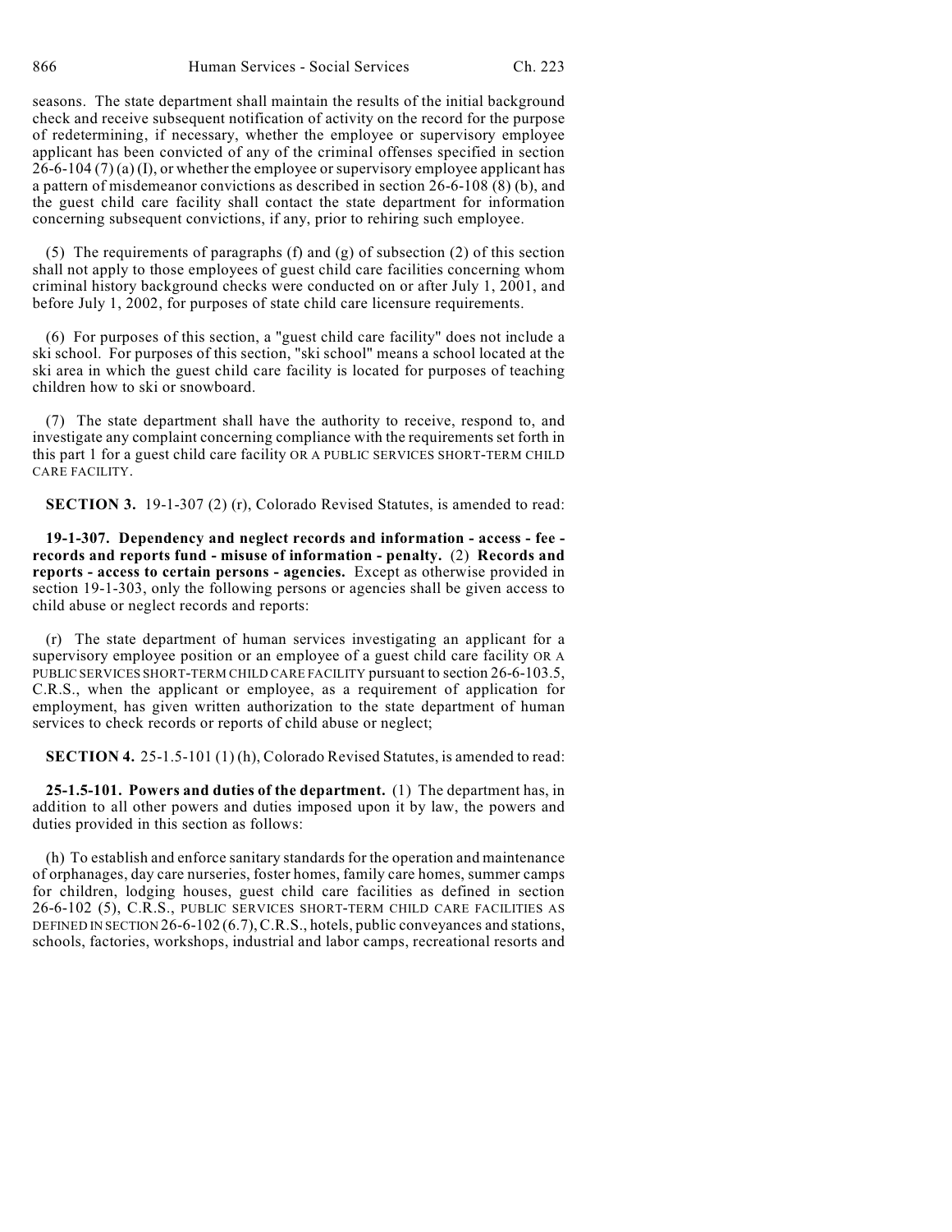seasons. The state department shall maintain the results of the initial background check and receive subsequent notification of activity on the record for the purpose of redetermining, if necessary, whether the employee or supervisory employee applicant has been convicted of any of the criminal offenses specified in section 26-6-104 (7) (a) (I), or whether the employee or supervisory employee applicant has a pattern of misdemeanor convictions as described in section 26-6-108 (8) (b), and the guest child care facility shall contact the state department for information concerning subsequent convictions, if any, prior to rehiring such employee.

(5) The requirements of paragraphs (f) and (g) of subsection (2) of this section shall not apply to those employees of guest child care facilities concerning whom criminal history background checks were conducted on or after July 1, 2001, and before July 1, 2002, for purposes of state child care licensure requirements.

(6) For purposes of this section, a "guest child care facility" does not include a ski school. For purposes of this section, "ski school" means a school located at the ski area in which the guest child care facility is located for purposes of teaching children how to ski or snowboard.

(7) The state department shall have the authority to receive, respond to, and investigate any complaint concerning compliance with the requirements set forth in this part 1 for a guest child care facility OR A PUBLIC SERVICES SHORT-TERM CHILD CARE FACILITY.

**SECTION 3.** 19-1-307 (2) (r), Colorado Revised Statutes, is amended to read:

**19-1-307. Dependency and neglect records and information - access - fee - records and reports fund - misuse of information - penalty.** (2) **Records and reports - access to certain persons - agencies.** Except as otherwise provided in section 19-1-303, only the following persons or agencies shall be given access to child abuse or neglect records and reports:

(r) The state department of human services investigating an applicant for a supervisory employee position or an employee of a guest child care facility OR A PUBLIC SERVICES SHORT-TERM CHILD CARE FACILITY pursuant to section 26-6-103.5, C.R.S., when the applicant or employee, as a requirement of application for employment, has given written authorization to the state department of human services to check records or reports of child abuse or neglect;

**SECTION 4.** 25-1.5-101 (1) (h), Colorado Revised Statutes, is amended to read:

**25-1.5-101. Powers and duties of the department.** (1) The department has, in addition to all other powers and duties imposed upon it by law, the powers and duties provided in this section as follows:

(h) To establish and enforce sanitary standards for the operation and maintenance of orphanages, day care nurseries, foster homes, family care homes, summer camps for children, lodging houses, guest child care facilities as defined in section 26-6-102 (5), C.R.S., PUBLIC SERVICES SHORT-TERM CHILD CARE FACILITIES AS DEFINED IN SECTION 26-6-102 (6.7), C.R.S., hotels, public conveyances and stations, schools, factories, workshops, industrial and labor camps, recreational resorts and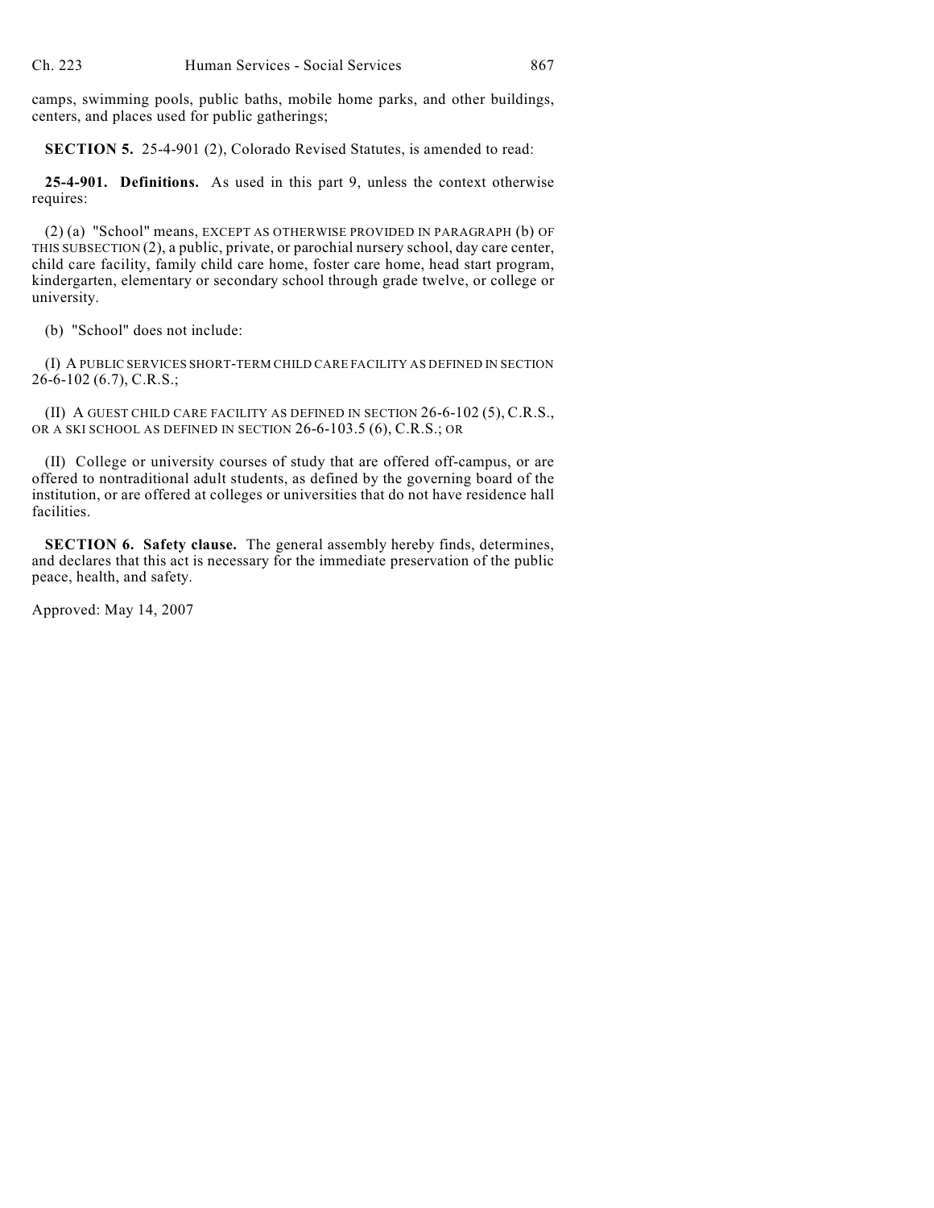camps, swimming pools, public baths, mobile home parks, and other buildings, centers, and places used for public gatherings;

**SECTION 5.** 25-4-901 (2), Colorado Revised Statutes, is amended to read:

**25-4-901. Definitions.** As used in this part 9, unless the context otherwise requires:

(2) (a) "School" means, EXCEPT AS OTHERWISE PROVIDED IN PARAGRAPH (b) OF THIS SUBSECTION (2), a public, private, or parochial nursery school, day care center, child care facility, family child care home, foster care home, head start program, kindergarten, elementary or secondary school through grade twelve, or college or university.

(b) "School" does not include:

(I) A PUBLIC SERVICES SHORT-TERM CHILD CARE FACILITY AS DEFINED IN SECTION 26-6-102 (6.7), C.R.S.;

(II) A GUEST CHILD CARE FACILITY AS DEFINED IN SECTION 26-6-102 (5), C.R.S., OR A SKI SCHOOL AS DEFINED IN SECTION 26-6-103.5 (6), C.R.S.; OR

(II) College or university courses of study that are offered off-campus, or are offered to nontraditional adult students, as defined by the governing board of the institution, or are offered at colleges or universities that do not have residence hall facilities.

**SECTION 6. Safety clause.** The general assembly hereby finds, determines, and declares that this act is necessary for the immediate preservation of the public peace, health, and safety.

Approved: May 14, 2007